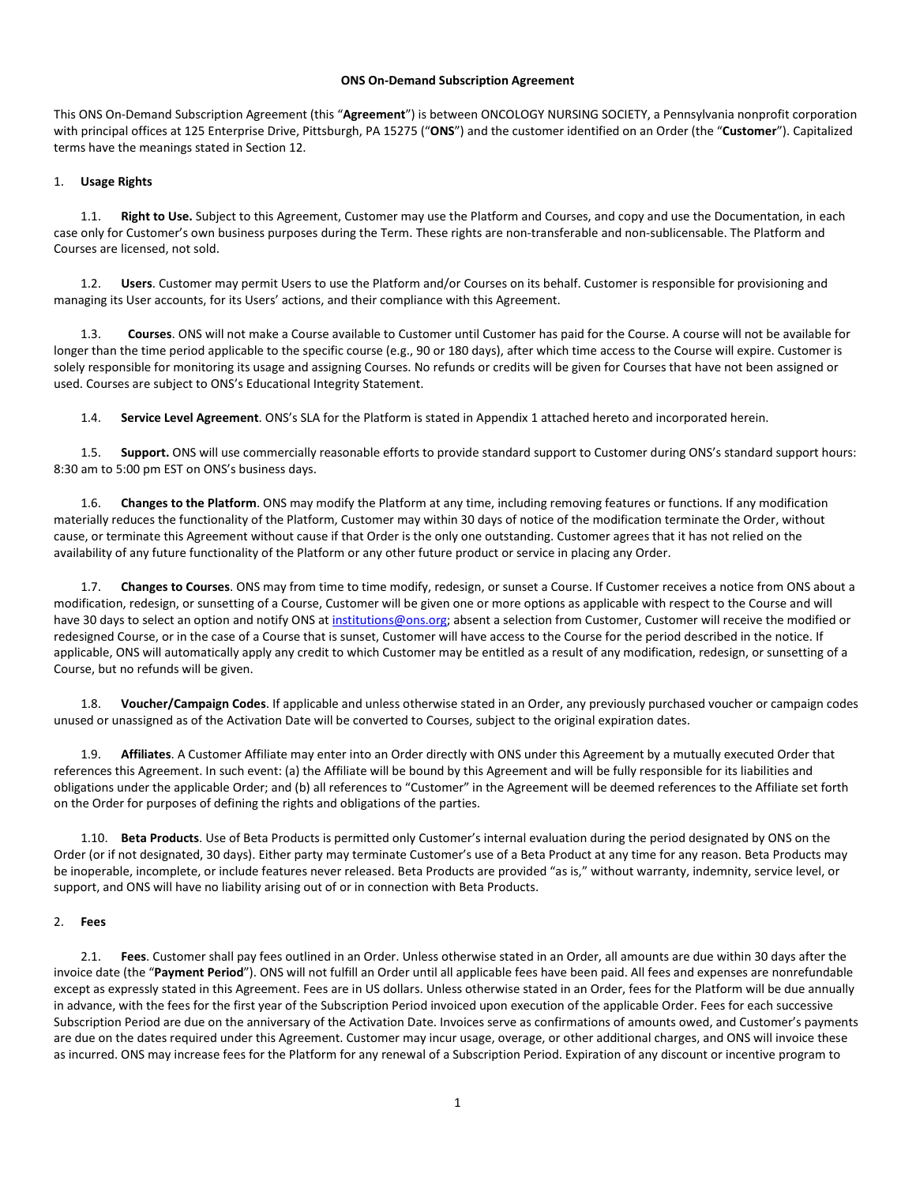# ONS On-Demand Subscription Agreement

This ONS On-Demand Subscription Agreement (this "**Agreement**") is between ONCOLOGY NURSING SOCIETY, a Pennsylvania nonprofit corporation with principal offices at 125 Enterprise Drive, Pittsburgh, PA 15275 ("**ONS**") and the customer identified on an Order (the "**Customer**"). Capitalized terms have the meanings stated in Section 12.

## 1. Usage Rights

1.1. **Right to Use.** Subject to this Agreement, Customer may use the Platform and Courses, and copy and use the Documentation, in each case only for Customer's own business purposes during the Term. These rights are non-transferable and non-sublicensable. The Platform and Courses are licensed, not sold.

1.2. **Users**. Customer may permit Users to use the Platform and/or Courses on its behalf. Customer is responsible for provisioning and managing its User accounts, for its Users' actions, and their compliance with this Agreement.

1.3. **Courses**. ONS will not make a Course available to Customer until Customer has paid for the Course. A course will not be available for longer than the time period applicable to the specific course (e.g., 90 or 180 days), after which time access to the Course will expire. Customer is solely responsible for monitoring its usage and assigning Courses. No refunds or credits will be given for Courses that have not been assigned or used. Courses are subject to ONS's Educational Integrity Statement.

1.4. **Service Level Agreement**. ONS's SLA for the Platform is stated in Appendix 1 attached hereto and incorporated herein.

1.5. **Support.** ONS will use commercially reasonable efforts to provide standard support to Customer during ONS's standard support hours: 8:30 am to 5:00 pm EST on ONS's business days.

1.6. **Changes to the Platform**. ONS may modify the Platform at any time, including removing features or functions. If any modification materially reduces the functionality of the Platform, Customer may within 30 days of notice of the modification terminate the Order, without cause, or terminate this Agreement without cause if that Order is the only one outstanding. Customer agrees that it has not relied on the availability of any future functionality of the Platform or any other future product or service in placing any Order.

1.7. **Changes to Courses**. ONS may from time to time modify, redesign, or sunset a Course. If Customer receives a notice from ONS about a modification, redesign, or sunsetting of a Course, Customer will be given one or more options as applicable with respect to the Course and will have 30 days to select an option and notify ONS at institutions@ons.org; absent a selection from Customer, Customer will receive the modified or redesigned Course, or in the case of a Course that is sunset, Customer will have access to the Course for the period described in the notice. If applicable, ONS will automatically apply any credit to which Customer may be entitled as a result of any modification, redesign, or sunsetting of a Course, but no refunds will be given.

1.8. **Voucher/Campaign Codes**. If applicable and unless otherwise stated in an Order, any previously purchased voucher or campaign codes unused or unassigned as of the Activation Date will be converted to Courses, subject to the original expiration dates.

1.9. **Affiliates**. A Customer Affiliate may enter into an Order directly with ONS under this Agreement by a mutually executed Order that references this Agreement. In such event: (a) the Affiliate will be bound by this Agreement and will be fully responsible for its liabilities and obligations under the applicable Order; and (b) all references to "Customer" in the Agreement will be deemed references to the Affiliate set forth on the Order for purposes of defining the rights and obligations of the parties.

1.10. **Beta Products**. Use of Beta Products is permitted only Customer's internal evaluation during the period designated by ONS on the Order (or if not designated, 30 days). Either party may terminate Customer's use of a Beta Product at any time for any reason. Beta Products may be inoperable, incomplete, or include features never released. Beta Products are provided "as is," without warranty, indemnity, service level, or support, and ONS will have no liability arising out of or in connection with Beta Products.

## 2. Fees

2.1. **Fees**. Customer shall pay fees outlined in an Order. Unless otherwise stated in an Order, all amounts are due within 30 days after the invoice date (the "**Payment Period**"). ONS will not fulfill an Order until all applicable fees have been paid. All fees and expenses are nonrefundable except as expressly stated in this Agreement. Fees are in US dollars. Unless otherwise stated in an Order, fees for the Platform will be due annually in advance, with the fees for the first year of the Subscription Period invoiced upon execution of the applicable Order. Fees for each successive Subscription Period are due on the anniversary of the Activation Date. Invoices serve as confirmations of amounts owed, and Customer's payments are due on the dates required under this Agreement. Customer may incur usage, overage, or other additional charges, and ONS will invoice these as incurred. ONS may increase fees for the Platform for any renewal of a Subscription Period. Expiration of any discount or incentive program to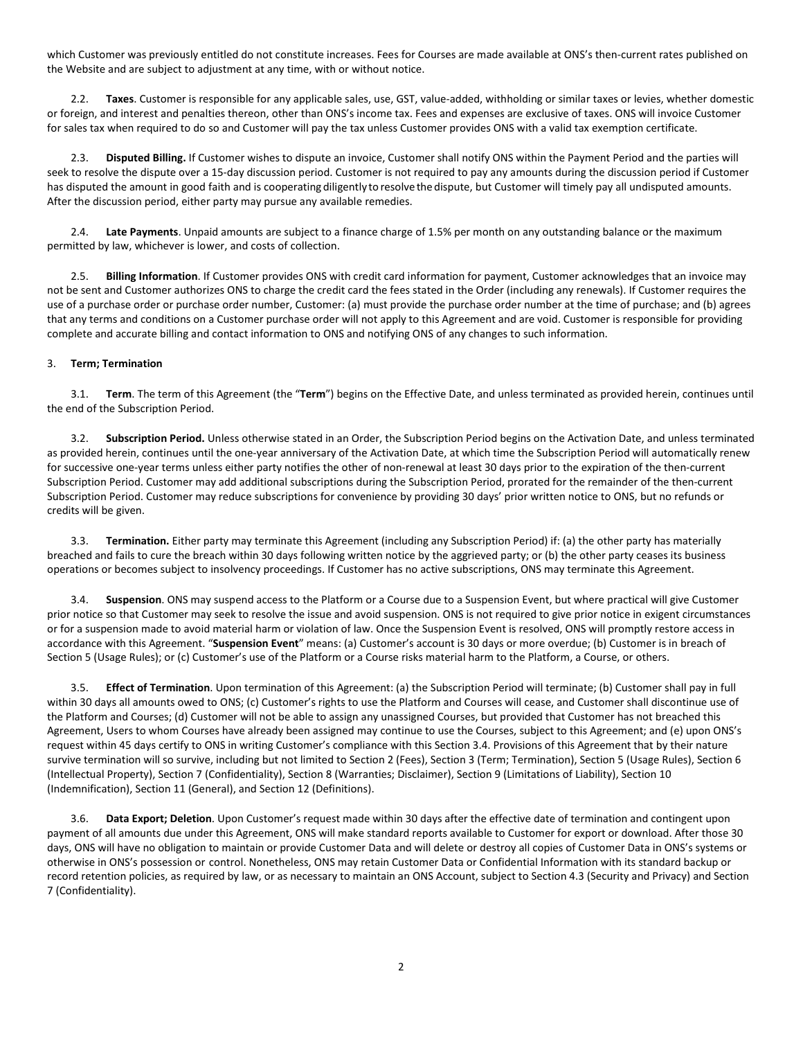which Customer was previously entitled do not constitute increases. Fees for Courses are made available at ONS's then-current rates published on the Website and are subject to adjustment at any time, with or without notice.

2.2. **Taxes**. Customer is responsible for any applicable sales, use, GST, value-added, withholding or similar taxes or levies, whether domestic or foreign, and interest and penalties thereon, other than ONS's income tax. Fees and expenses are exclusive of taxes. ONS will invoice Customer for sales tax when required to do so and Customer will pay the tax unless Customer provides ONS with a valid tax exemption certificate.

2.3. **Disputed Billing.** If Customer wishes to dispute an invoice, Customer shall notify ONS within the Payment Period and the parties will seek to resolve the dispute over a 15-day discussion period. Customer is not required to pay any amounts during the discussion period if Customer has disputed the amount in good faith and is cooperating diligently to resolve the dispute, but Customer will timely pay all undisputed amounts. After the discussion period, either party may pursue any available remedies.

2.4. **Late Payments**. Unpaid amounts are subject to a finance charge of 1.5% per month on any outstanding balance or the maximum permitted by law, whichever is lower, and costs of collection.

2.5. **Billing Information**. If Customer provides ONS with credit card information for payment, Customer acknowledges that an invoice may not be sent and Customer authorizes ONS to charge the credit card the fees stated in the Order (including any renewals). If Customer requires the use of a purchase order or purchase order number, Customer: (a) must provide the purchase order number at the time of purchase; and (b) agrees that any terms and conditions on a Customer purchase order will not apply to this Agreement and are void. Customer is responsible for providing complete and accurate billing and contact information to ONS and notifying ONS of any changes to such information.

3. **Term; Termination**

3.1. **Term**. The term of this Agreement (the "**Term**") begins on the Effective Date, and unless terminated as provided herein, continues until the end of the Subscription Period.

3.2. **Subscription Period.** Unless otherwise stated in an Order, the Subscription Period begins on the Activation Date, and unless terminated as provided herein, continues until the one-year anniversary of the Activation Date, at which time the Subscription Period will automatically renew for successive one-year terms unless either party notifies the other of non-renewal at least 30 days prior to the expiration of the then-current Subscription Period. Customer may add additional subscriptions during the Subscription Period, prorated for the remainder of the then-current Subscription Period. Customer may reduce subscriptions for convenience by providing 30 days' prior written notice to ONS, but no refunds or credits will be given.

3.3. **Termination.** Either party may terminate this Agreement (including any Subscription Period) if: (a) the other party has materially breached and fails to cure the breach within 30 days following written notice by the aggrieved party; or (b) the other party ceases its business operations or becomes subject to insolvency proceedings. If Customer has no active subscriptions, ONS may terminate this Agreement.

3.4. **Suspension**. ONS may suspend access to the Platform or a Course due to a Suspension Event, but where practical will give Customer prior notice so that Customer may seek to resolve the issue and avoid suspension. ONS is not required to give prior notice in exigent circumstances or for a suspension made to avoid material harm or violation of law. Once the Suspension Event is resolved, ONS will promptly restore access in accordance with this Agreement. "**Suspension Event**" means: (a) Customer's account is 30 days or more overdue; (b) Customer is in breach of Section 5 (Usage Rules); or (c) Customer's use of the Platform or a Course risks material harm to the Platform, a Course, or others.

3.5. **Effect of Termination**. Upon termination of this Agreement: (a) the Subscription Period will terminate; (b) Customer shall pay in full within 30 days all amounts owed to ONS; (c) Customer's rights to use the Platform and Courses will cease, and Customer shall discontinue use of the Platform and Courses; (d) Customer will not be able to assign any unassigned Courses, but provided that Customer has not breached this Agreement, Users to whom Courses have already been assigned may continue to use the Courses, subject to this Agreement; and (e) upon ONS's request within 45 days certify to ONS in writing Customer's compliance with this Section 3.4. Provisions of this Agreement that by their nature survive termination will so survive, including but not limited to Section 2 (Fees), Section 3 (Term; Termination), Section 5 (Usage Rules), Section 6 (Intellectual Property), Section 7 (Confidentiality), Section 8 (Warranties; Disclaimer), Section 9 (Limitations of Liability), Section 10 (Indemnification), Section 11 (General), and Section 12 (Definitions).

3.6. **Data Export; Deletion**. Upon Customer's request made within 30 days after the effective date of termination and contingent upon payment of all amounts due under this Agreement, ONS will make standard reports available to Customer for export or download. After those 30 days, ONS will have no obligation to maintain or provide Customer Data and will delete or destroy all copies of Customer Data in ONS's systems or otherwise in ONS's possession or control. Nonetheless, ONS may retain Customer Data or Confidential Information with its standard backup or record retention policies, as required by law, or as necessary to maintain an ONS Account, subject to Section 4.3 (Security and Privacy) and Section 7 (Confidentiality).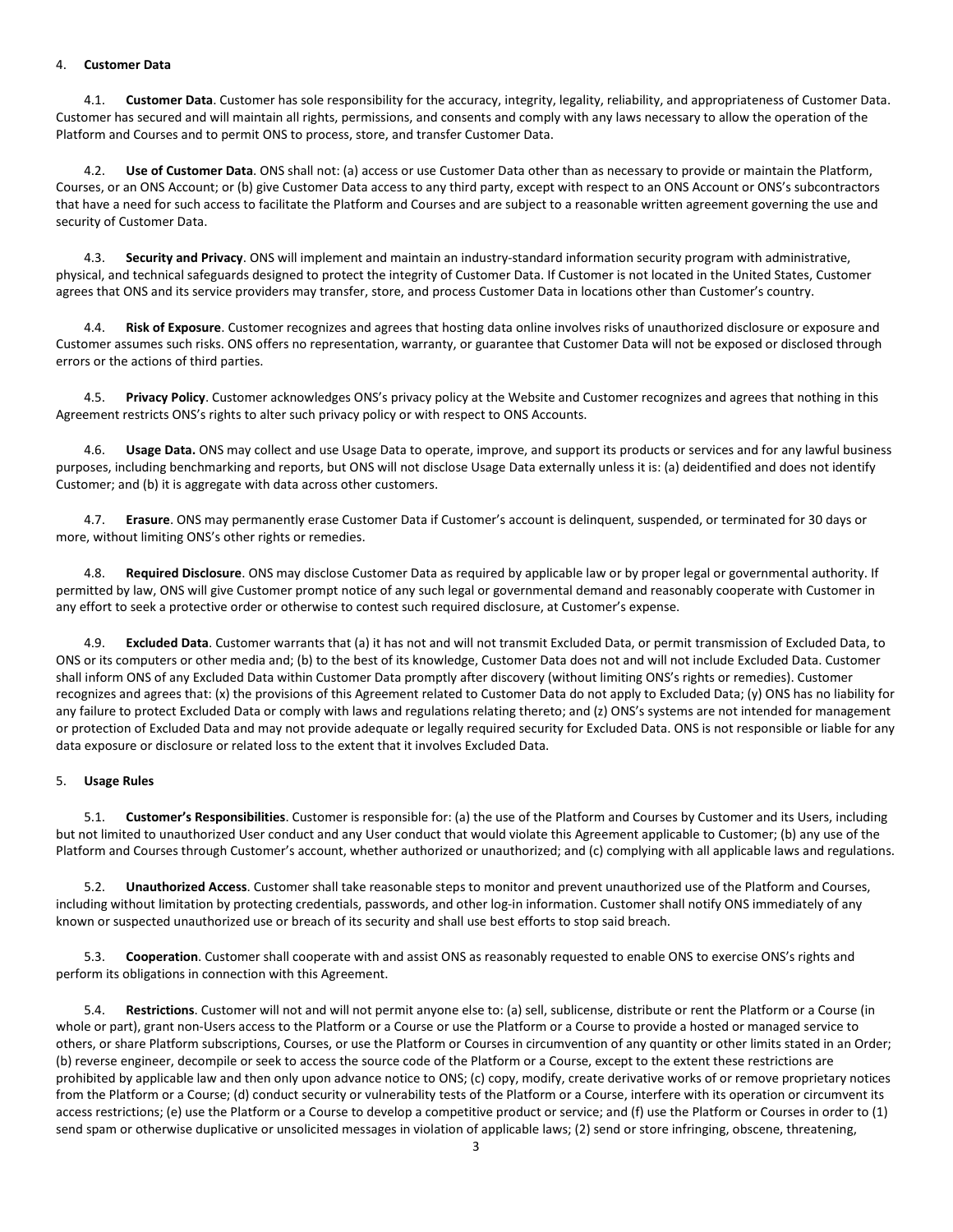4. **Customer Data**

4.1. **Customer Data**. Customer has sole responsibility for the accuracy, integrity, legality, reliability, and appropriateness of Customer Data. Customer has secured and will maintain all rights, permissions, and consents and comply with any laws necessary to allow the operation of the Platform and Courses and to permit ONS to process, store, and transfer Customer Data.

4.2. **Use of Customer Data**. ONS shall not: (a) access or use Customer Data other than as necessary to provide or maintain the Platform, Courses, or an ONS Account; or (b) give Customer Data access to any third party, except with respect to an ONS Account or ONS's subcontractors that have a need for such access to facilitate the Platform and Courses and are subject to a reasonable written agreement governing the use and security of Customer Data.

4.3. **Security and Privacy**. ONS will implement and maintain an industry-standard information security program with administrative, physical, and technical safeguards designed to protect the integrity of Customer Data. If Customer is not located in the United States, Customer agrees that ONS and its service providers may transfer, store, and process Customer Data in locations other than Customer's country.

4.4. **Risk of Exposure**. Customer recognizes and agrees that hosting data online involves risks of unauthorized disclosure or exposure and Customer assumes such risks. ONS offers no representation, warranty, or guarantee that Customer Data will not be exposed or disclosed through errors or the actions of third parties.

4.5. **Privacy Policy**. Customer acknowledges ONS's privacy policy at the Website and Customer recognizes and agrees that nothing in this Agreement restricts ONS's rights to alter such privacy policy or with respect to ONS Accounts.

4.6. **Usage Data.** ONS may collect and use Usage Data to operate, improve, and support its products or services and for any lawful business purposes, including benchmarking and reports, but ONS will not disclose Usage Data externally unless it is: (a) deidentified and does not identify Customer; and (b) it is aggregate with data across other customers.

4.7. **Erasure**. ONS may permanently erase Customer Data if Customer's account is delinquent, suspended, or terminated for 30 days or more, without limiting ONS's other rights or remedies.

4.8. **Required Disclosure**. ONS may disclose Customer Data as required by applicable law or by proper legal or governmental authority. If permitted by law, ONS will give Customer prompt notice of any such legal or governmental demand and reasonably cooperate with Customer in any effort to seek a protective order or otherwise to contest such required disclosure, at Customer's expense.

4.9. **Excluded Data**. Customer warrants that (a) it has not and will not transmit Excluded Data, or permit transmission of Excluded Data, to ONS or its computers or other media and; (b) to the best of its knowledge, Customer Data does not and will not include Excluded Data. Customer shall inform ONS of any Excluded Data within Customer Data promptly after discovery (without limiting ONS's rights or remedies). Customer recognizes and agrees that: (x) the provisions of this Agreement related to Customer Data do not apply to Excluded Data; (y) ONS has no liability for any failure to protect Excluded Data or comply with laws and regulations relating thereto; and (z) ONS's systems are not intended for management or protection of Excluded Data and may not provide adequate or legally required security for Excluded Data. ONS is not responsible or liable for any data exposure or disclosure or related loss to the extent that it involves Excluded Data.

5. **Usage Rules**

5.1. **Customer's Responsibilities**. Customer is responsible for: (a) the use of the Platform and Courses by Customer and its Users, including but not limited to unauthorized User conduct and any User conduct that would violate this Agreement applicable to Customer; (b) any use of the Platform and Courses through Customer's account, whether authorized or unauthorized; and (c) complying with all applicable laws and regulations.

5.2. **Unauthorized Access**. Customer shall take reasonable steps to monitor and prevent unauthorized use of the Platform and Courses, including without limitation by protecting credentials, passwords, and other log-in information. Customer shall notify ONS immediately of any known or suspected unauthorized use or breach of its security and shall use best efforts to stop said breach.

5.3. **Cooperation**. Customer shall cooperate with and assist ONS as reasonably requested to enable ONS to exercise ONS's rights and perform its obligations in connection with this Agreement.

5.4. **Restrictions**. Customer will not and will not permit anyone else to: (a) sell, sublicense, distribute or rent the Platform or a Course (in whole or part), grant non-Users access to the Platform or a Course or use the Platform or a Course to provide a hosted or managed service to others, or share Platform subscriptions, Courses, or use the Platform or Courses in circumvention of any quantity or other limits stated in an Order; (b) reverse engineer, decompile or seek to access the source code of the Platform or a Course, except to the extent these restrictions are prohibited by applicable law and then only upon advance notice to ONS; (c) copy, modify, create derivative works of or remove proprietary notices from the Platform or a Course; (d) conduct security or vulnerability tests of the Platform or a Course, interfere with its operation or circumvent its access restrictions; (e) use the Platform or a Course to develop a competitive product or service; and (f) use the Platform or Courses in order to (1) send spam or otherwise duplicative or unsolicited messages in violation of applicable laws; (2) send or store infringing, obscene, threatening,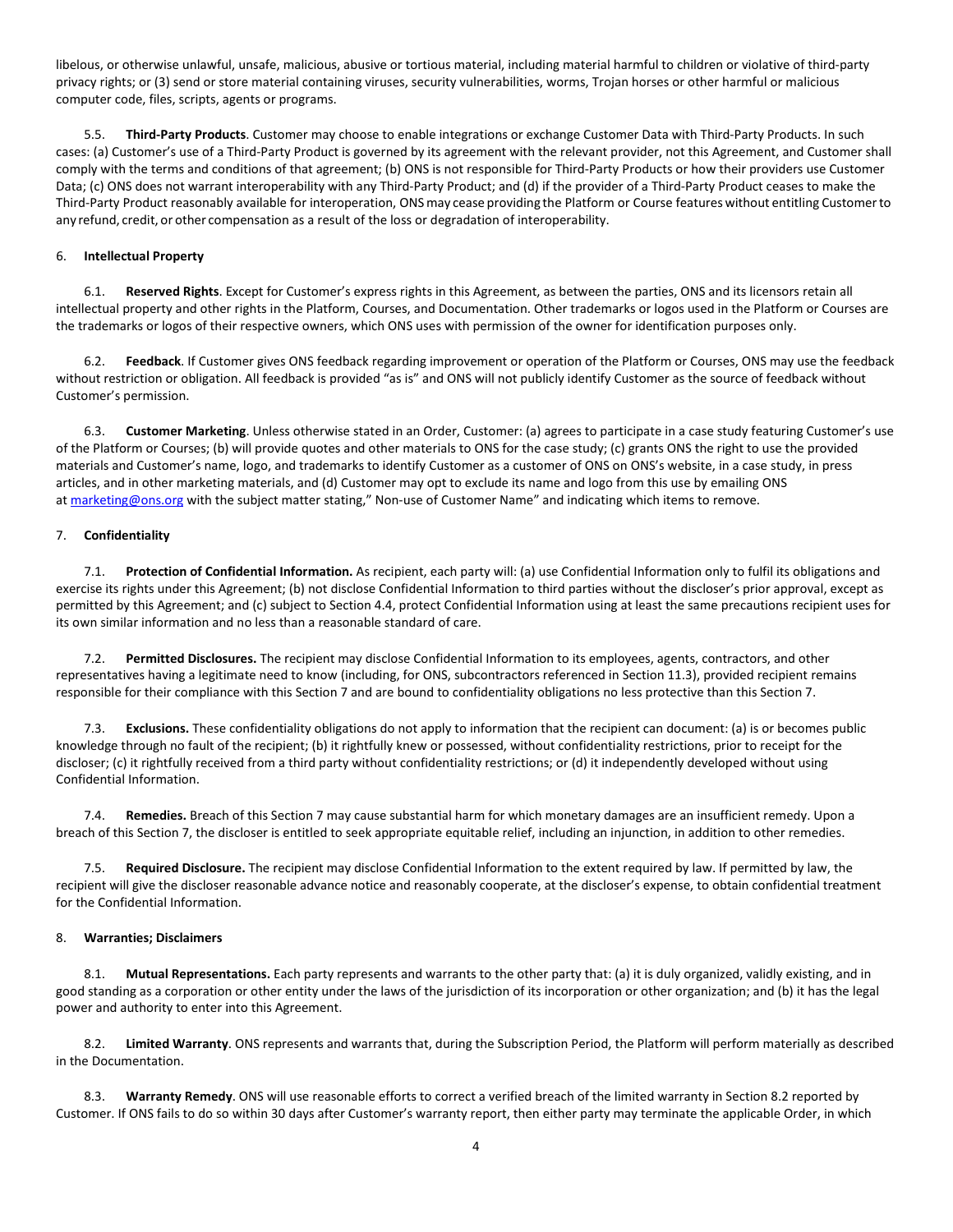libelous, or otherwise unlawful, unsafe, malicious, abusive or tortious material, including material harmful to children or violative of third-party privacy rights; or (3) send or store material containing viruses, security vulnerabilities, worms, Trojan horses or other harmful or malicious computer code, files, scripts, agents or programs.

5.5. **Third-Party Products**. Customer may choose to enable integrations or exchange Customer Data with Third-Party Products. In such cases: (a) Customer's use of a Third-Party Product is governed by its agreement with the relevant provider, not this Agreement, and Customer shall comply with the terms and conditions of that agreement; (b) ONS is not responsible for Third-Party Products or how their providers use Customer Data; (c) ONS does not warrant interoperability with any Third-Party Product; and (d) if the provider of a Third-Party Product ceases to make the Third-Party Product reasonably available for interoperation, ONS may cease providing the Platform or Course features without entitling Customer to any refund, credit, or other compensation as a result of the loss or degradation of interoperability.

## 6. **Intellectual Property**

6.1. **Reserved Rights**. Except for Customer's express rights in this Agreement, as between the parties, ONS and its licensors retain all intellectual property and other rights in the Platform, Courses, and Documentation. Other trademarks or logos used in the Platform or Courses are the trademarks or logos of their respective owners, which ONS uses with permission of the owner for identification purposes only.

6.2. **Feedback**. If Customer gives ONS feedback regarding improvement or operation of the Platform or Courses, ONS may use the feedback without restriction or obligation. All feedback is provided "as is" and ONS will not publicly identify Customer as the source of feedback without Customer's permission.

6.3. **Customer Marketing**. Unless otherwise stated in an Order, Customer: (a) agrees to participate in a case study featuring Customer's use of the Platform or Courses; (b) will provide quotes and other materials to ONS for the case study; (c) grants ONS the right to use the provided materials and Customer's name, logo, and trademarks to identify Customer as a customer of ONS on ONS's website, in a case study, in press articles, and in other marketing materials, and (d) Customer may opt to exclude its name and logo from this use by emailing ONS at marketing@ons.org with the subject matter stating," Non-use of Customer Name" and indicating which items to remove.

## 7. **Confidentiality**

7.1. **Protection of Confidential Information.** As recipient, each party will: (a) use Confidential Information only to fulfil its obligations and exercise its rights under this Agreement; (b) not disclose Confidential Information to third parties without the discloser's prior approval, except as permitted by this Agreement; and (c) subject to Section 4.4, protect Confidential Information using at least the same precautions recipient uses for its own similar information and no less than a reasonable standard of care.

7.2. **Permitted Disclosures.** The recipient may disclose Confidential Information to its employees, agents, contractors, and other representatives having a legitimate need to know (including, for ONS, subcontractors referenced in Section 11.3), provided recipient remains responsible for their compliance with this Section 7 and are bound to confidentiality obligations no less protective than this Section 7.

7.3. **Exclusions.** These confidentiality obligations do not apply to information that the recipient can document: (a) is or becomes public knowledge through no fault of the recipient; (b) it rightfully knew or possessed, without confidentiality restrictions, prior to receipt for the discloser; (c) it rightfully received from a third party without confidentiality restrictions; or (d) it independently developed without using Confidential Information.

7.4. **Remedies.** Breach of this Section 7 may cause substantial harm for which monetary damages are an insufficient remedy. Upon a breach of this Section 7, the discloser is entitled to seek appropriate equitable relief, including an injunction, in addition to other remedies.

7.5. **Required Disclosure.** The recipient may disclose Confidential Information to the extent required by law. If permitted by law, the recipient will give the discloser reasonable advance notice and reasonably cooperate, at the discloser's expense, to obtain confidential treatment for the Confidential Information.

## 8. **Warranties; Disclaimers**

8.1. **Mutual Representations.** Each party represents and warrants to the other party that: (a) it is duly organized, validly existing, and in good standing as a corporation or other entity under the laws of the jurisdiction of its incorporation or other organization; and (b) it has the legal power and authority to enter into this Agreement.

8.2. **Limited Warranty**. ONS represents and warrants that, during the Subscription Period, the Platform will perform materially as described in the Documentation.

8.3. **Warranty Remedy**. ONS will use reasonable efforts to correct a verified breach of the limited warranty in Section 8.2 reported by Customer. If ONS fails to do so within 30 days after Customer's warranty report, then either party may terminate the applicable Order, in which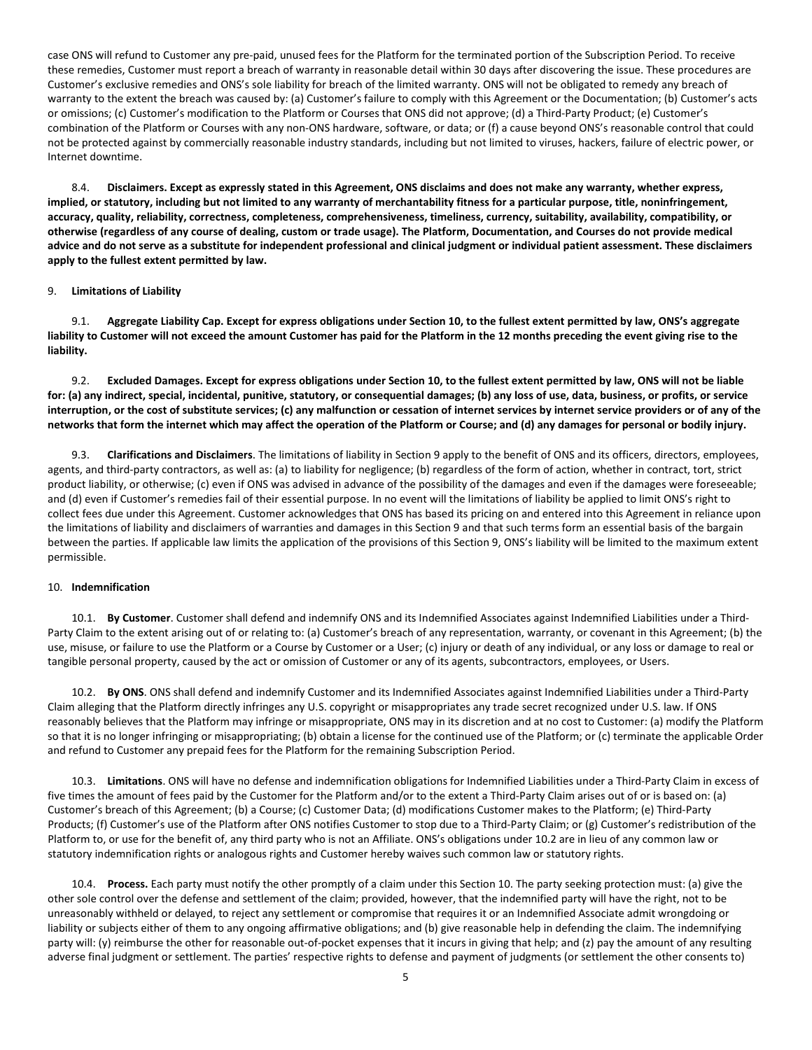case ONS will refund to Customer any pre-paid, unused fees for the Platform for the terminated portion of the Subscription Period. To receive these remedies, Customer must report a breach of warranty in reasonable detail within 30 days after discovering the issue. These procedures are Customer's exclusive remedies and ONS's sole liability for breach of the limited warranty. ONS will not be obligated to remedy any breach of warranty to the extent the breach was caused by: (a) Customer's failure to comply with this Agreement or the Documentation; (b) Customer's acts or omissions; (c) Customer's modification to the Platform or Courses that ONS did not approve; (d) a Third-Party Product; (e) Customer's combination of the Platform or Courses with any non-ONS hardware, software, or data; or (f) a cause beyond ONS's reasonable control that could not be protected against by commercially reasonable industry standards, including but not limited to viruses, hackers, failure of electric power, or Internet downtime.

8.4. **Disclaimers. Except as expressly stated in this Agreement, ONS disclaims and does not make any warranty, whether express, implied, or statutory, including but not limited to any warranty of merchantability fitness for a particular purpose, title, noninfringement, accuracy, quality, reliability, correctness, completeness, comprehensiveness, timeliness, currency, suitability, availability, compatibility, or otherwise (regardless of any course of dealing, custom or trade usage). The Platform, Documentation, and Courses do not provide medical advice and do not serve as a substitute for independent professional and clinical judgment or individual patient assessment. These disclaimers apply to the fullest extent permitted by law.**

9. **Limitations of Liability**

9.1. **Aggregate Liability Cap. Except for express obligations under Section 10, to the fullest extent permitted by law, ONS's aggregate liability to Customer will not exceed the amount Customer has paid for the Platform in the 12 months preceding the event giving rise to the liability.**

9.2. **Excluded Damages. Except for express obligations under Section 10, to the fullest extent permitted by law, ONS will not be liable for: (a) any indirect, special, incidental, punitive, statutory, or consequential damages; (b) any loss of use, data, business, or profits, or service interruption, or the cost of substitute services; (c) any malfunction or cessation of internet services by internet service providers or of any of the networks that form the internet which may affect the operation of the Platform or Course; and (d) any damages for personal or bodily injury.**

9.3. **Clarifications and Disclaimers**. The limitations of liability in Section 9 apply to the benefit of ONS and its officers, directors, employees, agents, and third-party contractors, as well as: (a) to liability for negligence; (b) regardless of the form of action, whether in contract, tort, strict product liability, or otherwise; (c) even if ONS was advised in advance of the possibility of the damages and even if the damages were foreseeable; and (d) even if Customer's remedies fail of their essential purpose. In no event will the limitations of liability be applied to limit ONS's right to collect fees due under this Agreement. Customer acknowledges that ONS has based its pricing on and entered into this Agreement in reliance upon the limitations of liability and disclaimers of warranties and damages in this Section 9 and that such terms form an essential basis of the bargain between the parties. If applicable law limits the application of the provisions of this Section 9, ONS's liability will be limited to the maximum extent permissible.

10. **Indemnification**

10.1. **By Customer**. Customer shall defend and indemnify ONS and its Indemnified Associates against Indemnified Liabilities under a Third-Party Claim to the extent arising out of or relating to: (a) Customer's breach of any representation, warranty, or covenant in this Agreement; (b) the use, misuse, or failure to use the Platform or a Course by Customer or a User; (c) injury or death of any individual, or any loss or damage to real or tangible personal property, caused by the act or omission of Customer or any of its agents, subcontractors, employees, or Users.

10.2. **By ONS**. ONS shall defend and indemnify Customer and its Indemnified Associates against Indemnified Liabilities under a Third-Party Claim alleging that the Platform directly infringes any U.S. copyright or misappropriates any trade secret recognized under U.S. law. If ONS reasonably believes that the Platform may infringe or misappropriate, ONS may in its discretion and at no cost to Customer: (a) modify the Platform so that it is no longer infringing or misappropriating; (b) obtain a license for the continued use of the Platform; or (c) terminate the applicable Order and refund to Customer any prepaid fees for the Platform for the remaining Subscription Period.

10.3. **Limitations**. ONS will have no defense and indemnification obligations for Indemnified Liabilities under a Third-Party Claim in excess of five times the amount of fees paid by the Customer for the Platform and/or to the extent a Third-Party Claim arises out of or is based on: (a) Customer's breach of this Agreement; (b) a Course; (c) Customer Data; (d) modifications Customer makes to the Platform; (e) Third-Party Products; (f) Customer's use of the Platform after ONS notifies Customer to stop due to a Third-Party Claim; or (g) Customer's redistribution of the Platform to, or use for the benefit of, any third party who is not an Affiliate. ONS's obligations under 10.2 are in lieu of any common law or statutory indemnification rights or analogous rights and Customer hereby waives such common law or statutory rights.

10.4. **Process.** Each party must notify the other promptly of a claim under this Section 10. The party seeking protection must: (a) give the other sole control over the defense and settlement of the claim; provided, however, that the indemnified party will have the right, not to be unreasonably withheld or delayed, to reject any settlement or compromise that requires it or an Indemnified Associate admit wrongdoing or liability or subjects either of them to any ongoing affirmative obligations; and (b) give reasonable help in defending the claim. The indemnifying party will: (y) reimburse the other for reasonable out-of-pocket expenses that it incurs in giving that help; and (z) pay the amount of any resulting adverse final judgment or settlement. The parties' respective rights to defense and payment of judgments (or settlement the other consents to)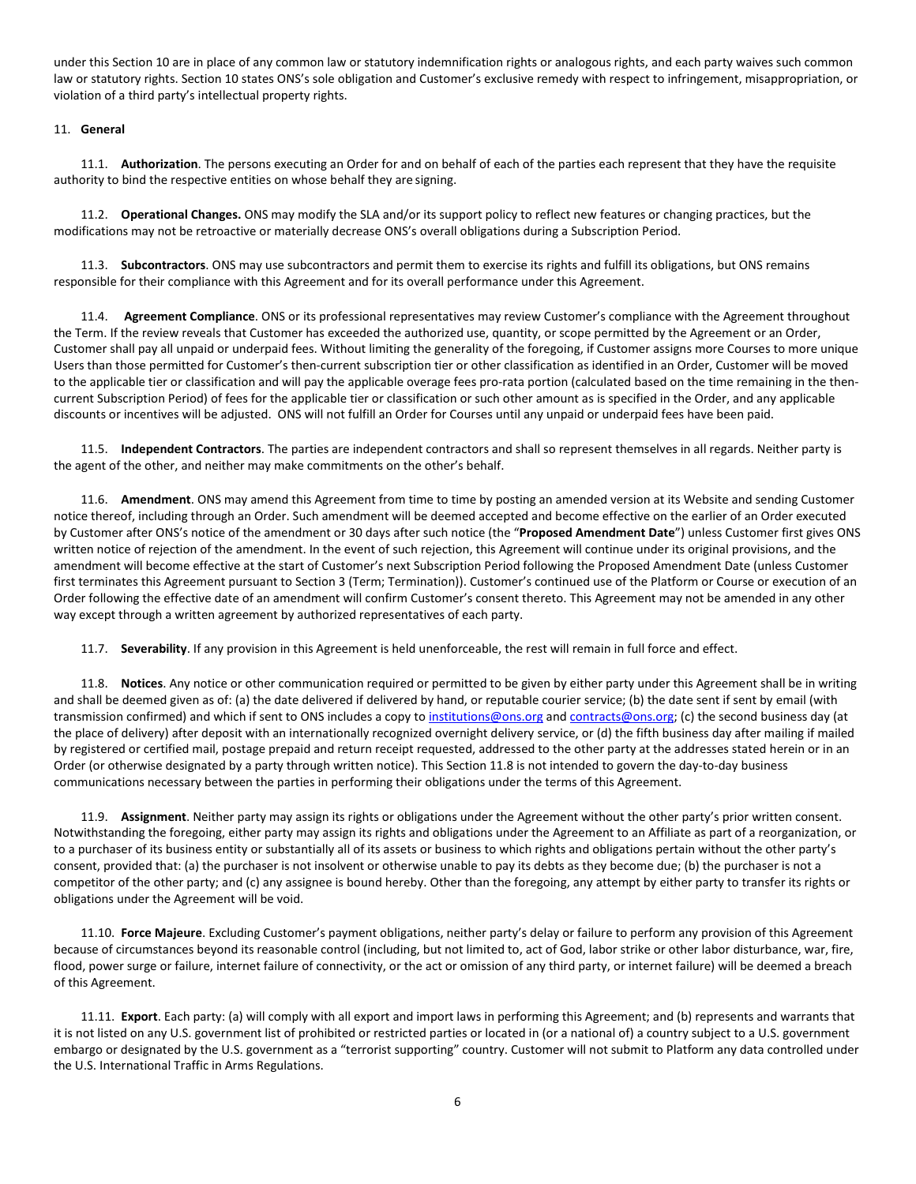under this Section 10 are in place of any common law or statutory indemnification rights or analogous rights, and each party waives such common law or statutory rights. Section 10 states ONS's sole obligation and Customer's exclusive remedy with respect to infringement, misappropriation, or violation of a third party's intellectual property rights.

11. **General**

11.1. **Authorization**. The persons executing an Order for and on behalf of each of the parties each represent that they have the requisite authority to bind the respective entities on whose behalf they are signing.

11.2. **Operational Changes.** ONS may modify the SLA and/or its support policy to reflect new features or changing practices, but the modifications may not be retroactive or materially decrease ONS's overall obligations during a Subscription Period.

11.3. **Subcontractors**. ONS may use subcontractors and permit them to exercise its rights and fulfill its obligations, but ONS remains responsible for their compliance with this Agreement and for its overall performance under this Agreement.

11.4. **Agreement Compliance**. ONS or its professional representatives may review Customer's compliance with the Agreement throughout the Term. If the review reveals that Customer has exceeded the authorized use, quantity, or scope permitted by the Agreement or an Order, Customer shall pay all unpaid or underpaid fees. Without limiting the generality of the foregoing, if Customer assigns more Courses to more unique Users than those permitted for Customer's then-current subscription tier or other classification as identified in an Order, Customer will be moved to the applicable tier or classification and will pay the applicable overage fees pro-rata portion (calculated based on the time remaining in the then-current Subscription Period) of fees for the applicable tier or classification or such other amount as is specified in the Order, and any applicable discounts or incentives will be adjusted. ONS will not fulfill an Order for Courses until any unpaid or underpaid fees have been paid.

11.5. **Independent Contractors**. The parties are independent contractors and shall so represent themselves in all regards. Neither party is the agent of the other, and neither may make commitments on the other's behalf.

11.6. **Amendment**. ONS may amend this Agreement from time to time by posting an amended version at its Website and sending Customer notice thereof, including through an Order. Such amendment will be deemed accepted and become effective on the earlier of an Order executed by Customer after ONS's notice of the amendment or 30 days after such notice (the "**Proposed Amendment Date**") unless Customer first gives ONS written notice of rejection of the amendment. In the event of such rejection, this Agreement will continue under its original provisions, and the amendment will become effective at the start of Customer's next Subscription Period following the Proposed Amendment Date (unless Customer first terminates this Agreement pursuant to Section 3 (Term; Termination)). Customer's continued use of the Platform or Course or execution of an Order following the effective date of an amendment will confirm Customer's consent thereto. This Agreement may not be amended in any other way except through a written agreement by authorized representatives of each party.

11.7. **Severability**. If any provision in this Agreement is held unenforceable, the rest will remain in full force and effect.

11.8. **Notices**. Any notice or other communication required or permitted to be given by either party under this Agreement shall be in writing and shall be deemed given as of: (a) the date delivered if delivered by hand, or reputable courier service; (b) the date sent if sent by email (with transmission confirmed) and which if sent to ONS includes a copy to institutions@ons.org and contracts@ons.org; (c) the second business day (at the place of delivery) after deposit with an internationally recognized overnight delivery service, or (d) the fifth business day after mailing if mailed by registered or certified mail, postage prepaid and return receipt requested, addressed to the other party at the addresses stated herein or in an Order (or otherwise designated by a party through written notice). This Section 11.8 is not intended to govern the day-to-day business communications necessary between the parties in performing their obligations under the terms of this Agreement.

11.9. **Assignment**. Neither party may assign its rights or obligations under the Agreement without the other party's prior written consent. Notwithstanding the foregoing, either party may assign its rights and obligations under the Agreement to an Affiliate as part of a reorganization, or to a purchaser of its business entity or substantially all of its assets or business to which rights and obligations pertain without the other party's consent, provided that: (a) the purchaser is not insolvent or otherwise unable to pay its debts as they become due; (b) the purchaser is not a competitor of the other party; and (c) any assignee is bound hereby. Other than the foregoing, any attempt by either party to transfer its rights or obligations under the Agreement will be void.

11.10. **Force Majeure**. Excluding Customer's payment obligations, neither party's delay or failure to perform any provision of this Agreement because of circumstances beyond its reasonable control (including, but not limited to, act of God, labor strike or other labor disturbance, war, fire, flood, power surge or failure, internet failure of connectivity, or the act or omission of any third party, or internet failure) will be deemed a breach of this Agreement.

11.11. **Export**. Each party: (a) will comply with all export and import laws in performing this Agreement; and (b) represents and warrants that it is not listed on any U.S. government list of prohibited or restricted parties or located in (or a national of) a country subject to a U.S. government embargo or designated by the U.S. government as a "terrorist supporting" country. Customer will not submit to Platform any data controlled under the U.S. International Traffic in Arms Regulations.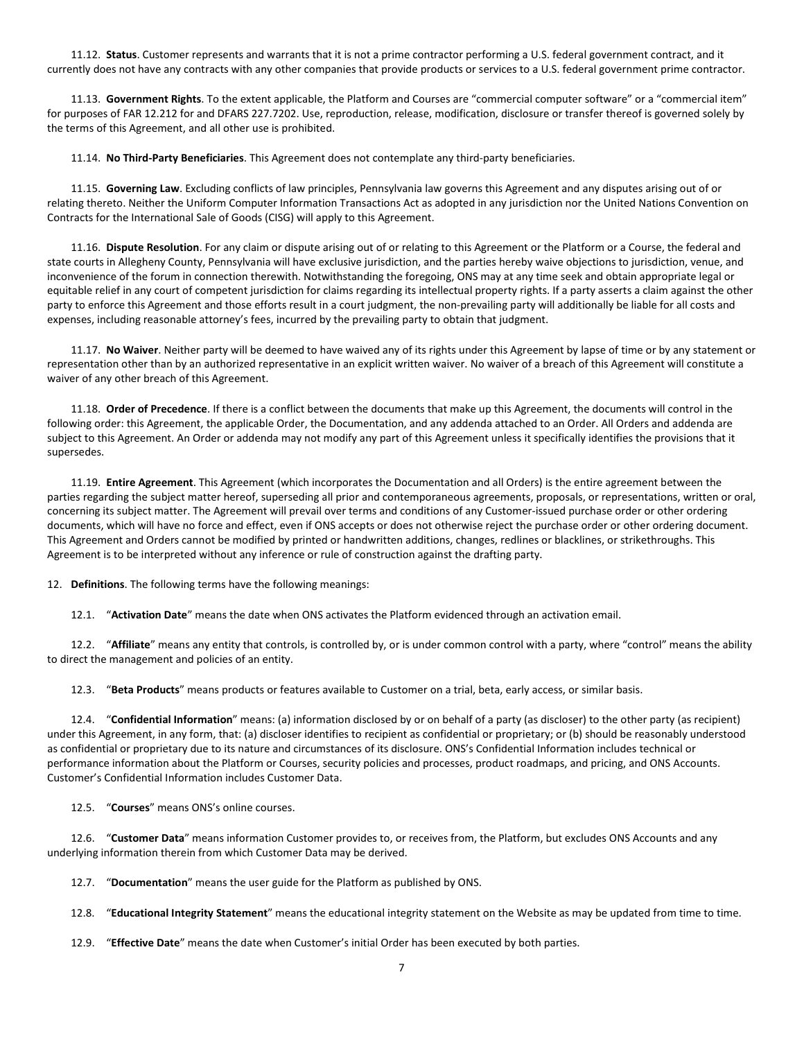11.12. **Status**. Customer represents and warrants that it is not a prime contractor performing a U.S. federal government contract, and it currently does not have any contracts with any other companies that provide products or services to a U.S. federal government prime contractor.

11.13. **Government Rights**. To the extent applicable, the Platform and Courses are "commercial computer software" or a "commercial item" for purposes of FAR 12.212 for and DFARS 227.7202. Use, reproduction, release, modification, disclosure or transfer thereof is governed solely by the terms of this Agreement, and all other use is prohibited.

11.14. **No Third-Party Beneficiaries**. This Agreement does not contemplate any third-party beneficiaries.

11.15. **Governing Law**. Excluding conflicts of law principles, Pennsylvania law governs this Agreement and any disputes arising out of or relating thereto. Neither the Uniform Computer Information Transactions Act as adopted in any jurisdiction nor the United Nations Convention on Contracts for the International Sale of Goods (CISG) will apply to this Agreement.

11.16. **Dispute Resolution**. For any claim or dispute arising out of or relating to this Agreement or the Platform or a Course, the federal and state courts in Allegheny County, Pennsylvania will have exclusive jurisdiction, and the parties hereby waive objections to jurisdiction, venue, and inconvenience of the forum in connection therewith. Notwithstanding the foregoing, ONS may at any time seek and obtain appropriate legal or equitable relief in any court of competent jurisdiction for claims regarding its intellectual property rights. If a party asserts a claim against the other party to enforce this Agreement and those efforts result in a court judgment, the non-prevailing party will additionally be liable for all costs and expenses, including reasonable attorney's fees, incurred by the prevailing party to obtain that judgment.

11.17. **No Waiver**. Neither party will be deemed to have waived any of its rights under this Agreement by lapse of time or by any statement or representation other than by an authorized representative in an explicit written waiver. No waiver of a breach of this Agreement will constitute a waiver of any other breach of this Agreement.

11.18. **Order of Precedence**. If there is a conflict between the documents that make up this Agreement, the documents will control in the following order: this Agreement, the applicable Order, the Documentation, and any addenda attached to an Order. All Orders and addenda are subject to this Agreement. An Order or addenda may not modify any part of this Agreement unless it specifically identifies the provisions that it supersedes.

11.19. **Entire Agreement**. This Agreement (which incorporates the Documentation and all Orders) is the entire agreement between the parties regarding the subject matter hereof, superseding all prior and contemporaneous agreements, proposals, or representations, written or oral, concerning its subject matter. The Agreement will prevail over terms and conditions of any Customer-issued purchase order or other ordering documents, which will have no force and effect, even if ONS accepts or does not otherwise reject the purchase order or other ordering document. This Agreement and Orders cannot be modified by printed or handwritten additions, changes, redlines or blacklines, or strikethroughs. This Agreement is to be interpreted without any inference or rule of construction against the drafting party.

12. **Definitions**. The following terms have the following meanings:

12.1. "**Activation Date**" means the date when ONS activates the Platform evidenced through an activation email.

12.2. "**Affiliate**" means any entity that controls, is controlled by, or is under common control with a party, where "control" means the ability to direct the management and policies of an entity.

12.3. "**Beta Products**" means products or features available to Customer on a trial, beta, early access, or similar basis.

12.4. "**Confidential Information**" means: (a) information disclosed by or on behalf of a party (as discloser) to the other party (as recipient) under this Agreement, in any form, that: (a) discloser identifies to recipient as confidential or proprietary; or (b) should be reasonably understood as confidential or proprietary due to its nature and circumstances of its disclosure. ONS's Confidential Information includes technical or performance information about the Platform or Courses, security policies and processes, product roadmaps, and pricing, and ONS Accounts. Customer's Confidential Information includes Customer Data.

12.5. "**Courses**" means ONS's online courses.

12.6. "**Customer Data**" means information Customer provides to, or receives from, the Platform, but excludes ONS Accounts and any underlying information therein from which Customer Data may be derived.

12.7. "**Documentation**" means the user guide for the Platform as published by ONS.

12.8. "**Educational Integrity Statement**" means the educational integrity statement on the Website as may be updated from time to time.

12.9. "**Effective Date**" means the date when Customer's initial Order has been executed by both parties.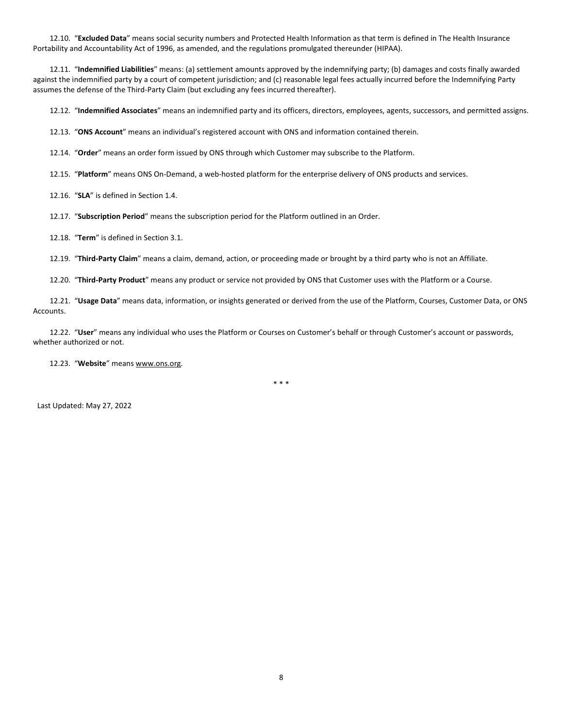12.10. "**Excluded Data**" means social security numbers and Protected Health Information as that term is defined in The Health Insurance Portability and Accountability Act of 1996, as amended, and the regulations promulgated thereunder (HIPAA).

12.11. "**Indemnified Liabilities**" means: (a) settlement amounts approved by the indemnifying party; (b) damages and costs finally awarded against the indemnified party by a court of competent jurisdiction; and (c) reasonable legal fees actually incurred before the Indemnifying Party assumes the defense of the Third-Party Claim (but excluding any fees incurred thereafter).

12.12. "**Indemnified Associates**" means an indemnified party and its officers, directors, employees, agents, successors, and permitted assigns.

12.13. "**ONS Account**" means an individual's registered account with ONS and information contained therein.

12.14. "**Order**" means an order form issued by ONS through which Customer may subscribe to the Platform.

12.15. "**Platform**" means ONS On-Demand, a web-hosted platform for the enterprise delivery of ONS products and services.

12.16. "**SLA**" is defined in Section 1.4.

12.17. "**Subscription Period**" means the subscription period for the Platform outlined in an Order.

12.18. "**Term**" is defined in Section 3.1.

12.19. "**Third-Party Claim**" means a claim, demand, action, or proceeding made or brought by a third party who is not an Affiliate.

12.20. "**Third-Party Product**" means any product or service not provided by ONS that Customer uses with the Platform or a Course.

12.21. "**Usage Data**" means data, information, or insights generated or derived from the use of the Platform, Courses, Customer Data, or ONS Accounts.

12.22. "**User**" means any individual who uses the Platform or Courses on Customer's behalf or through Customer's account or passwords, whether authorized or not.

12.23. "**Website**" means www.ons.org.

\* \* \*

Last Updated: May 27, 2022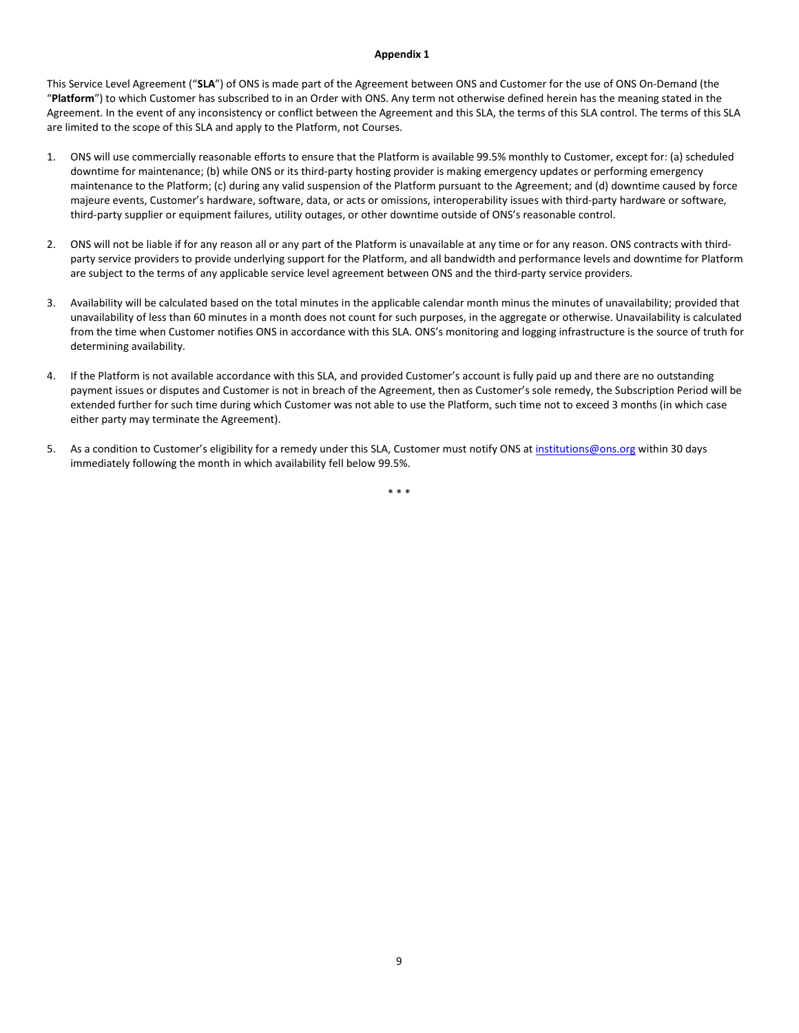**Appendix 1**

This Service Level Agreement ("**SLA**") of ONS is made part of the Agreement between ONS and Customer for the use of ONS On-Demand (the "**Platform**") to which Customer has subscribed to in an Order with ONS. Any term not otherwise defined herein has the meaning stated in the Agreement. In the event of any inconsistency or conflict between the Agreement and this SLA, the terms of this SLA control. The terms of this SLA are limited to the scope of this SLA and apply to the Platform, not Courses.

1. ONS will use commercially reasonable efforts to ensure that the Platform is available 99.5% monthly to Customer, except for: (a) scheduled downtime for maintenance; (b) while ONS or its third-party hosting provider is making emergency updates or performing emergency maintenance to the Platform; (c) during any valid suspension of the Platform pursuant to the Agreement; and (d) downtime caused by force majeure events, Customer's hardware, software, data, or acts or omissions, interoperability issues with third-party hardware or software, third-party supplier or equipment failures, utility outages, or other downtime outside of ONS's reasonable control.

2. ONS will not be liable if for any reason all or any part of the Platform is unavailable at any time or for any reason. ONS contracts with third-party service providers to provide underlying support for the Platform, and all bandwidth and performance levels and downtime for Platform are subject to the terms of any applicable service level agreement between ONS and the third-party service providers.

3. Availability will be calculated based on the total minutes in the applicable calendar month minus the minutes of unavailability; provided that unavailability of less than 60 minutes in a month does not count for such purposes, in the aggregate or otherwise. Unavailability is calculated from the time when Customer notifies ONS in accordance with this SLA. ONS's monitoring and logging infrastructure is the source of truth for determining availability.

4. If the Platform is not available accordance with this SLA, and provided Customer's account is fully paid up and there are no outstanding payment issues or disputes and Customer is not in breach of the Agreement, then as Customer's sole remedy, the Subscription Period will be extended further for such time during which Customer was not able to use the Platform, such time not to exceed 3 months (in which case either party may terminate the Agreement).

5. As a condition to Customer's eligibility for a remedy under this SLA, Customer must notify ONS at [institutions@ons.org](mailto:institutions@ons.org) within 30 days immediately following the month in which availability fell below 99.5%.

\* \* \*